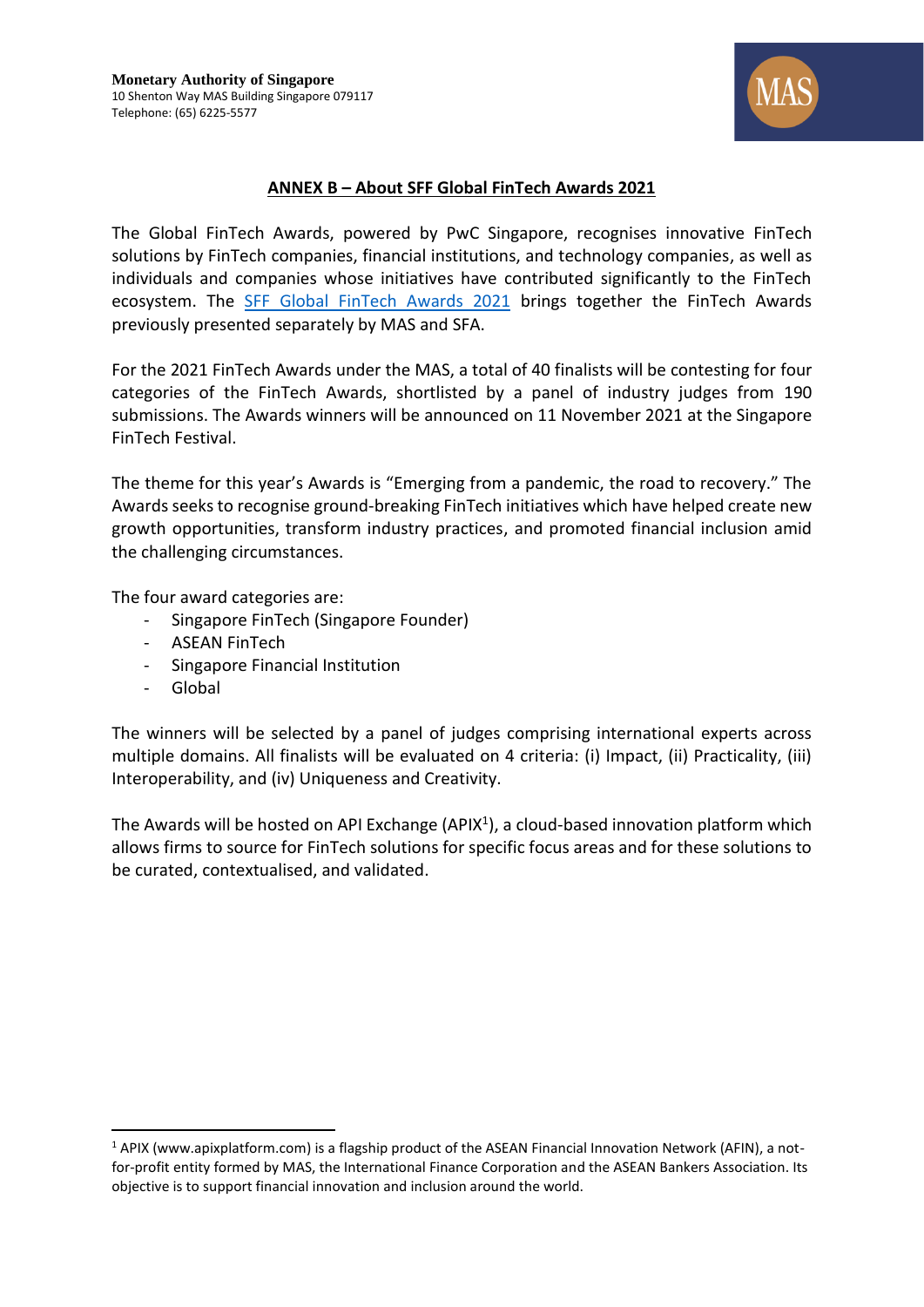**Monetary Authority of Singapore**
10 Shenton Way MAS Building Singapore 079117
Telephone: (65) 6225-5577

## ANNEX B – About SFF Global FinTech Awards 2021

The Global FinTech Awards, powered by PwC Singapore, recognises innovative FinTech solutions by FinTech companies, financial institutions, and technology companies, as well as individuals and companies whose initiatives have contributed significantly to the FinTech ecosystem. The SFF Global FinTech Awards 2021 brings together the FinTech Awards previously presented separately by MAS and SFA.

For the 2021 FinTech Awards under the MAS, a total of 40 finalists will be contesting for four categories of the FinTech Awards, shortlisted by a panel of industry judges from 190 submissions. The Awards winners will be announced on 11 November 2021 at the Singapore FinTech Festival.

The theme for this year's Awards is "Emerging from a pandemic, the road to recovery." The Awards seeks to recognise ground-breaking FinTech initiatives which have helped create new growth opportunities, transform industry practices, and promoted financial inclusion amid the challenging circumstances.

The four award categories are:

- Singapore FinTech (Singapore Founder)
- ASEAN FinTech
- Singapore Financial Institution
- Global

The winners will be selected by a panel of judges comprising international experts across multiple domains. All finalists will be evaluated on 4 criteria: (i) Impact, (ii) Practicality, (iii) Interoperability, and (iv) Uniqueness and Creativity.

The Awards will be hosted on API Exchange (APIX[1]), a cloud-based innovation platform which allows firms to source for FinTech solutions for specific focus areas and for these solutions to be curated, contextualised, and validated.

---

[1] APIX (www.apixplatform.com) is a flagship product of the ASEAN Financial Innovation Network (AFIN), a not-for-profit entity formed by MAS, the International Finance Corporation and the ASEAN Bankers Association. Its objective is to support financial innovation and inclusion around the world.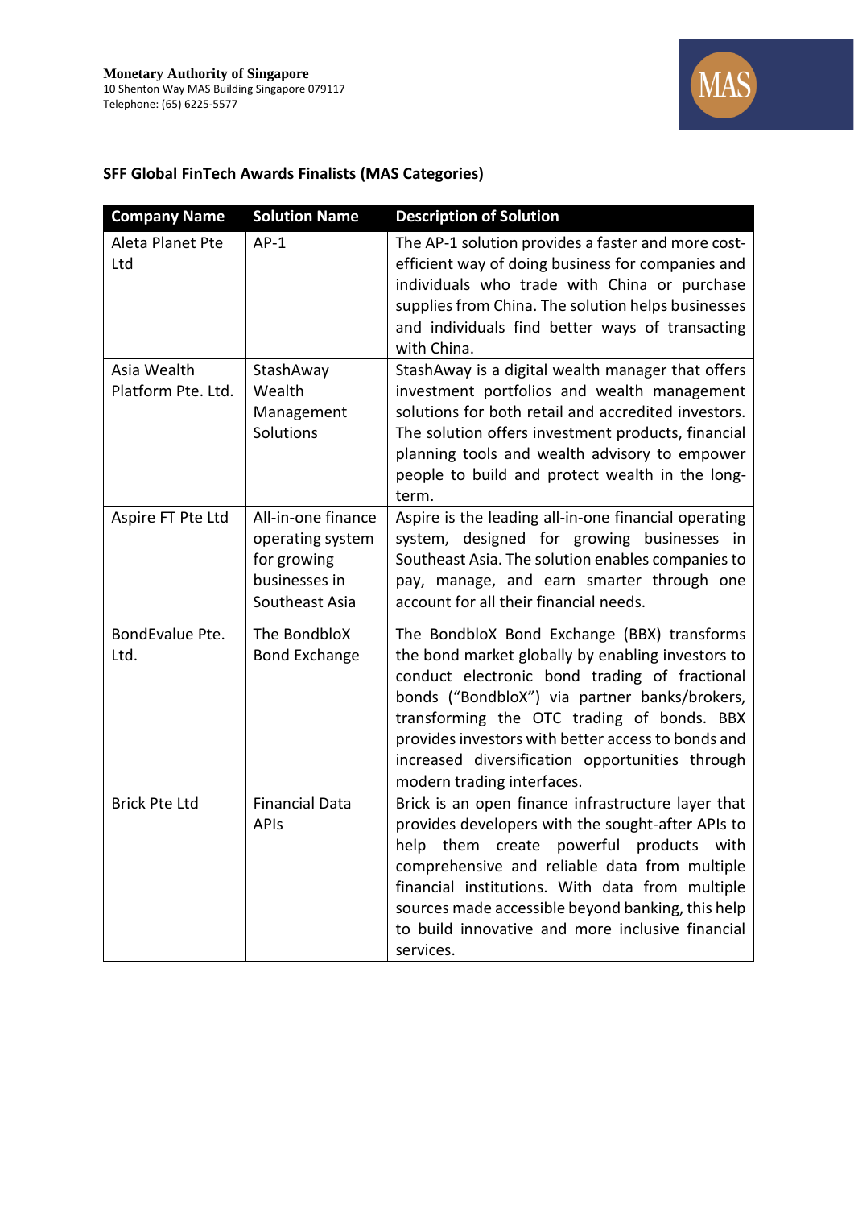**Monetary Authority of Singapore**
10 Shenton Way MAS Building Singapore 079117
Telephone: (65) 6225-5577

## SFF Global FinTech Awards Finalists (MAS Categories)

| Company Name | Solution Name | Description of Solution |
|---|---|---|
| Aleta Planet Pte Ltd | AP-1 | The AP-1 solution provides a faster and more cost-efficient way of doing business for companies and individuals who trade with China or purchase supplies from China. The solution helps businesses and individuals find better ways of transacting with China. |
| Asia Wealth Platform Pte. Ltd. | StashAway Wealth Management Solutions | StashAway is a digital wealth manager that offers investment portfolios and wealth management solutions for both retail and accredited investors. The solution offers investment products, financial planning tools and wealth advisory to empower people to build and protect wealth in the long-term. |
| Aspire FT Pte Ltd | All-in-one finance operating system for growing businesses in Southeast Asia | Aspire is the leading all-in-one financial operating system, designed for growing businesses in Southeast Asia. The solution enables companies to pay, manage, and earn smarter through one account for all their financial needs. |
| BondEvalue Pte. Ltd. | The BondbloX Bond Exchange | The BondbloX Bond Exchange (BBX) transforms the bond market globally by enabling investors to conduct electronic bond trading of fractional bonds ("BondbloX") via partner banks/brokers, transforming the OTC trading of bonds. BBX provides investors with better access to bonds and increased diversification opportunities through modern trading interfaces. |
| Brick Pte Ltd | Financial Data APIs | Brick is an open finance infrastructure layer that provides developers with the sought-after APIs to help them create powerful products with comprehensive and reliable data from multiple financial institutions. With data from multiple sources made accessible beyond banking, this help to build innovative and more inclusive financial services. |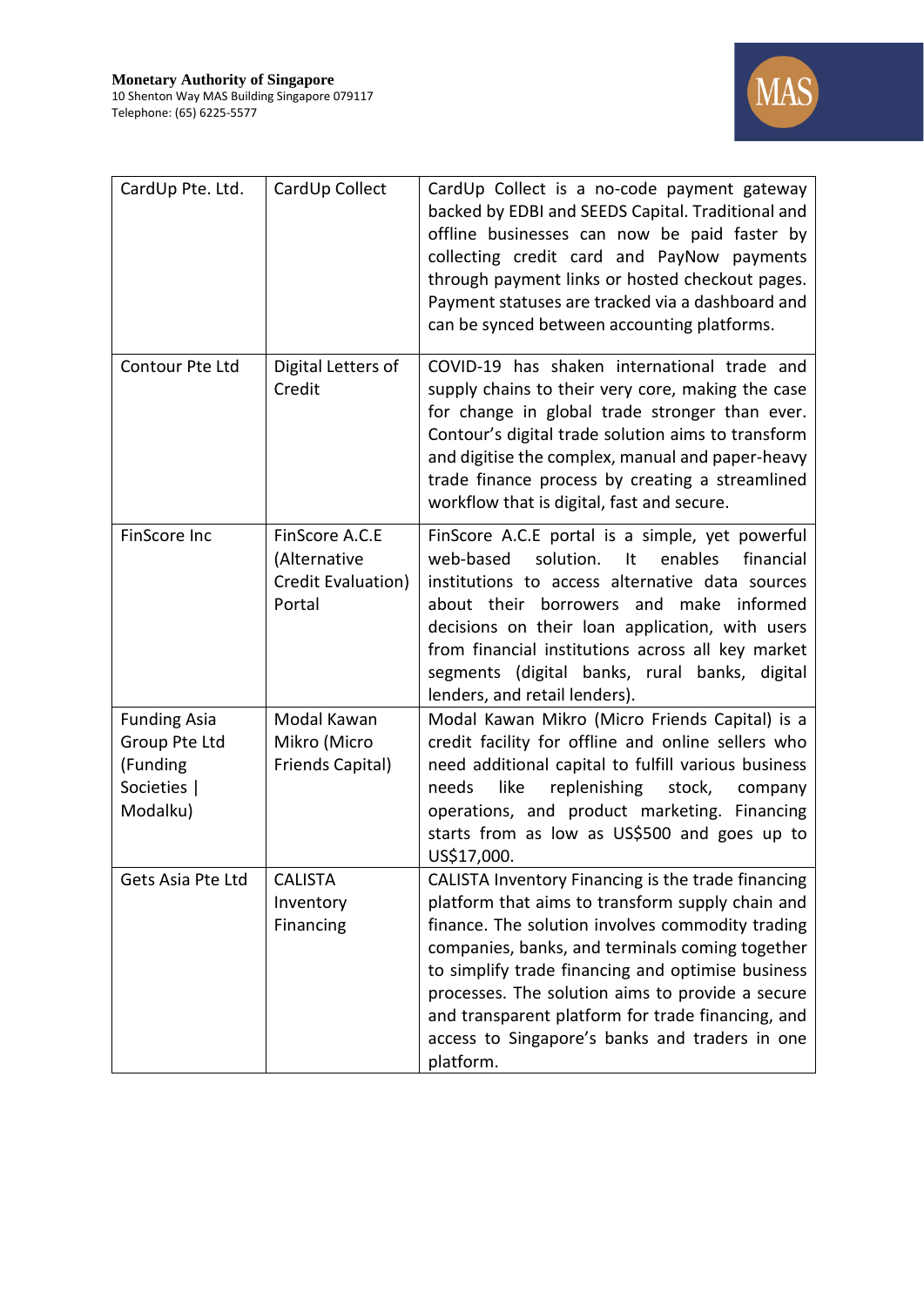| CardUp Pte. Ltd. | CardUp Collect | CardUp Collect is a no-code payment gateway backed by EDBI and SEEDS Capital. Traditional and offline businesses can now be paid faster by collecting credit card and PayNow payments through payment links or hosted checkout pages. Payment statuses are tracked via a dashboard and can be synced between accounting platforms. |
|---|---|---|
| Contour Pte Ltd | Digital Letters of Credit | COVID-19 has shaken international trade and supply chains to their very core, making the case for change in global trade stronger than ever. Contour's digital trade solution aims to transform and digitise the complex, manual and paper-heavy trade finance process by creating a streamlined workflow that is digital, fast and secure. |
| FinScore Inc | FinScore A.C.E (Alternative Credit Evaluation) Portal | FinScore A.C.E portal is a simple, yet powerful web-based solution. It enables financial institutions to access alternative data sources about their borrowers and make informed decisions on their loan application, with users from financial institutions across all key market segments (digital banks, rural banks, digital lenders, and retail lenders). |
| Funding Asia Group Pte Ltd (Funding Societies \| Modalku) | Modal Kawan Mikro (Micro Friends Capital) | Modal Kawan Mikro (Micro Friends Capital) is a credit facility for offline and online sellers who need additional capital to fulfill various business needs like replenishing stock, company operations, and product marketing. Financing starts from as low as US$500 and goes up to US$17,000. |
| Gets Asia Pte Ltd | CALISTA Inventory Financing | CALISTA Inventory Financing is the trade financing platform that aims to transform supply chain and finance. The solution involves commodity trading companies, banks, and terminals coming together to simplify trade financing and optimise business processes. The solution aims to provide a secure and transparent platform for trade financing, and access to Singapore's banks and traders in one platform. |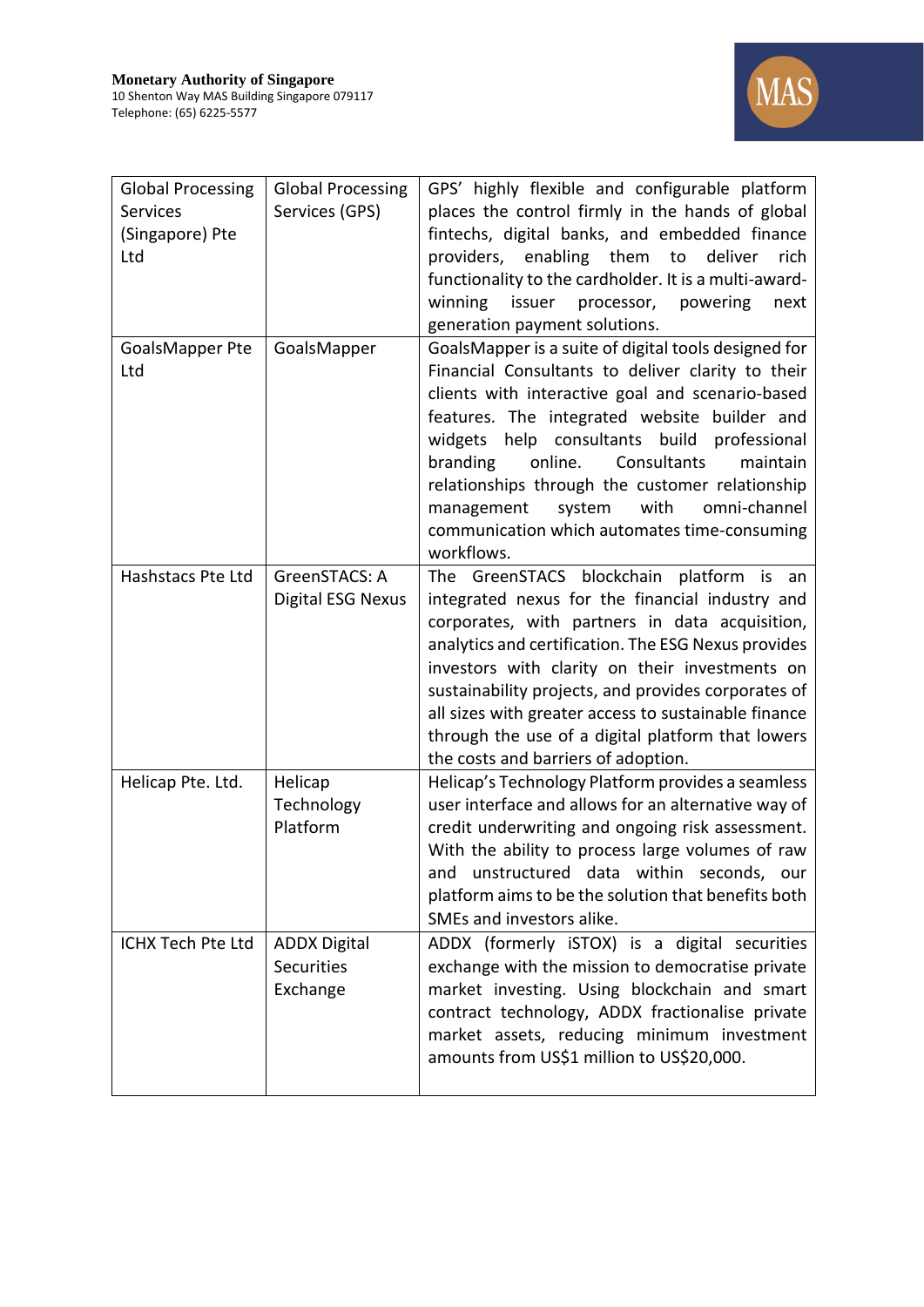| Global Processing Services (Singapore) Pte Ltd | Global Processing Services (GPS) | GPS' highly flexible and configurable platform places the control firmly in the hands of global fintechs, digital banks, and embedded finance providers, enabling them to deliver rich functionality to the cardholder. It is a multi-award-winning issuer processor, powering next generation payment solutions. |
|---|---|---|
| GoalsMapper Pte Ltd | GoalsMapper | GoalsMapper is a suite of digital tools designed for Financial Consultants to deliver clarity to their clients with interactive goal and scenario-based features. The integrated website builder and widgets help consultants build professional branding online. Consultants maintain relationships through the customer relationship management system with omni-channel communication which automates time-consuming workflows. |
| Hashstacs Pte Ltd | GreenSTACS: A Digital ESG Nexus | The GreenSTACS blockchain platform is an integrated nexus for the financial industry and corporates, with partners in data acquisition, analytics and certification. The ESG Nexus provides investors with clarity on their investments on sustainability projects, and provides corporates of all sizes with greater access to sustainable finance through the use of a digital platform that lowers the costs and barriers of adoption. |
| Helicap Pte. Ltd. | Helicap Technology Platform | Helicap's Technology Platform provides a seamless user interface and allows for an alternative way of credit underwriting and ongoing risk assessment. With the ability to process large volumes of raw and unstructured data within seconds, our platform aims to be the solution that benefits both SMEs and investors alike. |
| ICHX Tech Pte Ltd | ADDX Digital Securities Exchange | ADDX (formerly iSTOX) is a digital securities exchange with the mission to democratise private market investing. Using blockchain and smart contract technology, ADDX fractionalise private market assets, reducing minimum investment amounts from US$1 million to US$20,000. |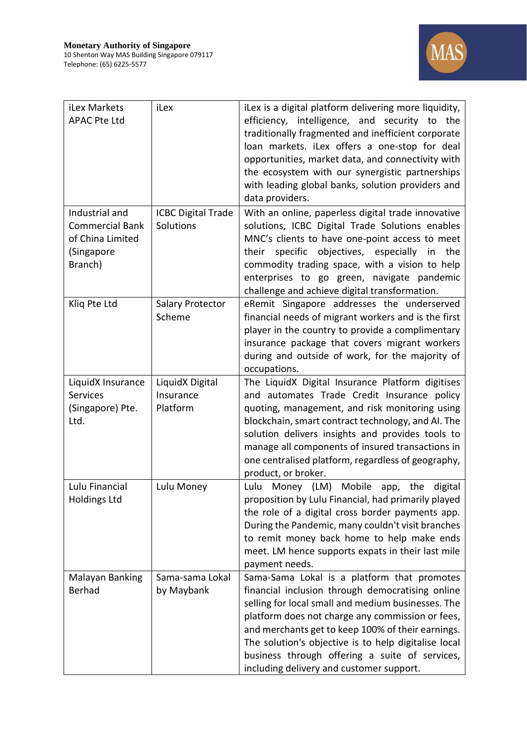| iLex Markets APAC Pte Ltd | iLex | iLex is a digital platform delivering more liquidity, efficiency, intelligence, and security to the traditionally fragmented and inefficient corporate loan markets. iLex offers a one-stop for deal opportunities, market data, and connectivity with the ecosystem with our synergistic partnerships with leading global banks, solution providers and data providers. |
|---|---|---|
| Industrial and Commercial Bank of China Limited (Singapore Branch) | ICBC Digital Trade Solutions | With an online, paperless digital trade innovative solutions, ICBC Digital Trade Solutions enables MNC's clients to have one-point access to meet their specific objectives, especially in the commodity trading space, with a vision to help enterprises to go green, navigate pandemic challenge and achieve digital transformation. |
| Kliq Pte Ltd | Salary Protector Scheme | eRemit Singapore addresses the underserved financial needs of migrant workers and is the first player in the country to provide a complimentary insurance package that covers migrant workers during and outside of work, for the majority of occupations. |
| LiquidX Insurance Services (Singapore) Pte. Ltd. | LiquidX Digital Insurance Platform | The LiquidX Digital Insurance Platform digitises and automates Trade Credit Insurance policy quoting, management, and risk monitoring using blockchain, smart contract technology, and AI. The solution delivers insights and provides tools to manage all components of insured transactions in one centralised platform, regardless of geography, product, or broker. |
| Lulu Financial Holdings Ltd | Lulu Money | Lulu Money (LM) Mobile app, the digital proposition by Lulu Financial, had primarily played the role of a digital cross border payments app. During the Pandemic, many couldn't visit branches to remit money back home to help make ends meet. LM hence supports expats in their last mile payment needs. |
| Malayan Banking Berhad | Sama-sama Lokal by Maybank | Sama-Sama Lokal is a platform that promotes financial inclusion through democratising online selling for local small and medium businesses. The platform does not charge any commission or fees, and merchants get to keep 100% of their earnings. The solution's objective is to help digitalise local business through offering a suite of services, including delivery and customer support. |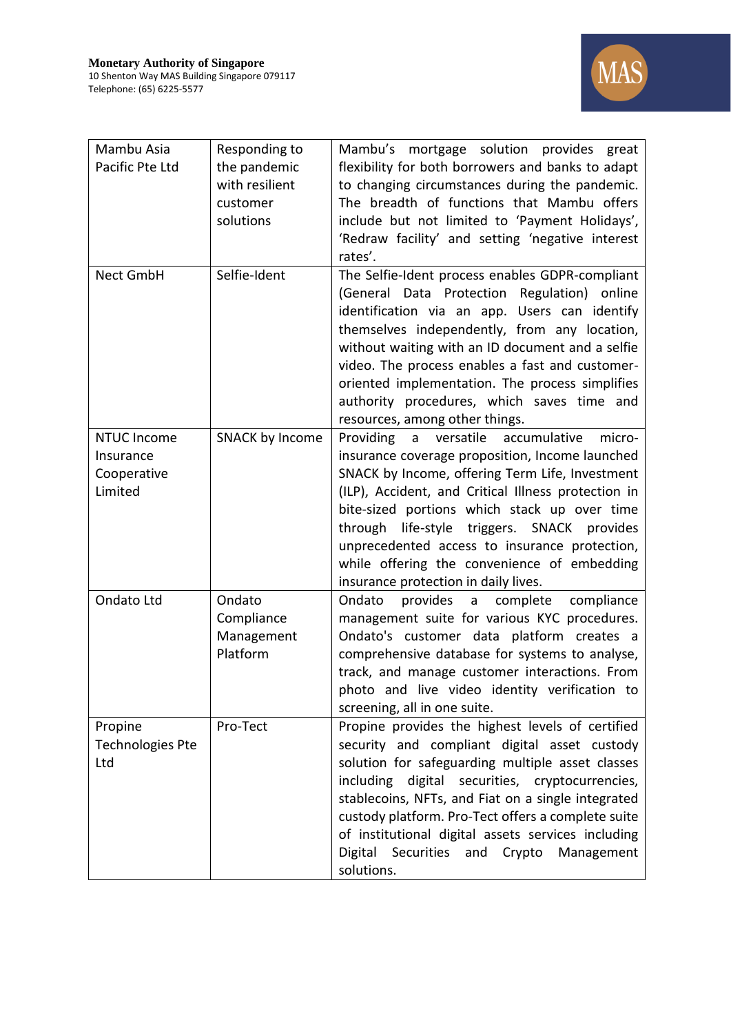| Mambu Asia Pacific Pte Ltd | Responding to the pandemic with resilient customer solutions | Mambu's mortgage solution provides great flexibility for both borrowers and banks to adapt to changing circumstances during the pandemic. The breadth of functions that Mambu offers include but not limited to 'Payment Holidays', 'Redraw facility' and setting 'negative interest rates'. |
|---|---|---|
| Nect GmbH | Selfie-Ident | The Selfie-Ident process enables GDPR-compliant (General Data Protection Regulation) online identification via an app. Users can identify themselves independently, from any location, without waiting with an ID document and a selfie video. The process enables a fast and customer-oriented implementation. The process simplifies authority procedures, which saves time and resources, among other things. |
| NTUC Income Insurance Cooperative Limited | SNACK by Income | Providing a versatile accumulative micro-insurance coverage proposition, Income launched SNACK by Income, offering Term Life, Investment (ILP), Accident, and Critical Illness protection in bite-sized portions which stack up over time through life-style triggers. SNACK provides unprecedented access to insurance protection, while offering the convenience of embedding insurance protection in daily lives. |
| Ondato Ltd | Ondato Compliance Management Platform | Ondato provides a complete compliance management suite for various KYC procedures. Ondato's customer data platform creates a comprehensive database for systems to analyse, track, and manage customer interactions. From photo and live video identity verification to screening, all in one suite. |
| Propine Technologies Pte Ltd | Pro-Tect | Propine provides the highest levels of certified security and compliant digital asset custody solution for safeguarding multiple asset classes including digital securities, cryptocurrencies, stablecoins, NFTs, and Fiat on a single integrated custody platform. Pro-Tect offers a complete suite of institutional digital assets services including Digital Securities and Crypto Management solutions. |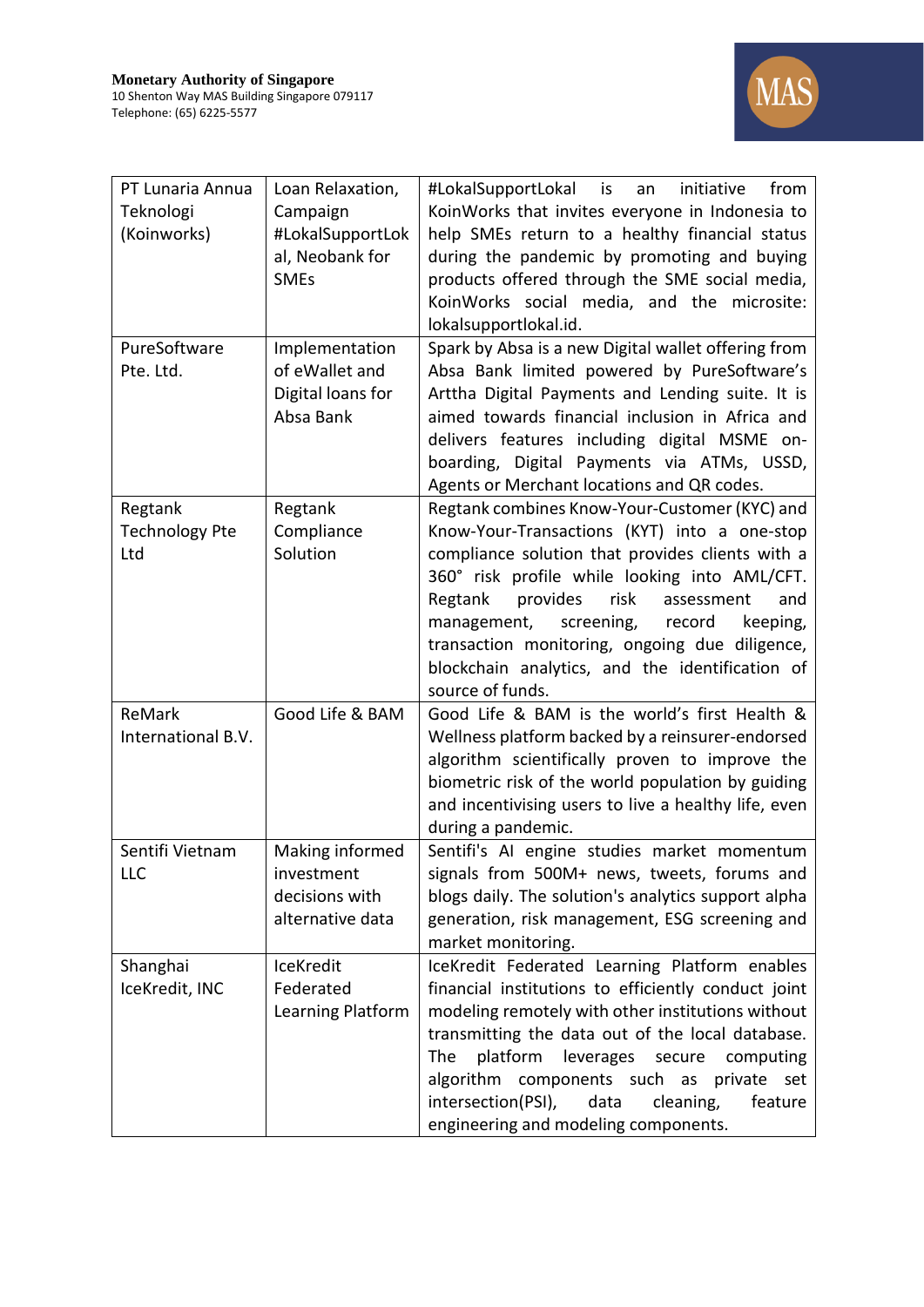| PT Lunaria Annua Teknologi (Koinworks) | Loan Relaxation, Campaign #LokalSupportLokal, Neobank for SMEs | #LokalSupportLokal is an initiative from KoinWorks that invites everyone in Indonesia to help SMEs return to a healthy financial status during the pandemic by promoting and buying products offered through the SME social media, KoinWorks social media, and the microsite: lokalsupportlokal.id. |
|---|---|---|
| PureSoftware Pte. Ltd. | Implementation of eWallet and Digital loans for Absa Bank | Spark by Absa is a new Digital wallet offering from Absa Bank limited powered by PureSoftware's Arttha Digital Payments and Lending suite. It is aimed towards financial inclusion in Africa and delivers features including digital MSME on-boarding, Digital Payments via ATMs, USSD, Agents or Merchant locations and QR codes. |
| Regtank Technology Pte Ltd | Regtank Compliance Solution | Regtank combines Know-Your-Customer (KYC) and Know-Your-Transactions (KYT) into a one-stop compliance solution that provides clients with a 360° risk profile while looking into AML/CFT. Regtank provides risk assessment and management, screening, record keeping, transaction monitoring, ongoing due diligence, blockchain analytics, and the identification of source of funds. |
| ReMark International B.V. | Good Life & BAM | Good Life & BAM is the world's first Health & Wellness platform backed by a reinsurer-endorsed algorithm scientifically proven to improve the biometric risk of the world population by guiding and incentivising users to live a healthy life, even during a pandemic. |
| Sentifi Vietnam LLC | Making informed investment decisions with alternative data | Sentifi's AI engine studies market momentum signals from 500M+ news, tweets, forums and blogs daily. The solution's analytics support alpha generation, risk management, ESG screening and market monitoring. |
| Shanghai IceKredit, INC | IceKredit Federated Learning Platform | IceKredit Federated Learning Platform enables financial institutions to efficiently conduct joint modeling remotely with other institutions without transmitting the data out of the local database. The platform leverages secure computing algorithm components such as private set intersection(PSI), data cleaning, feature engineering and modeling components. |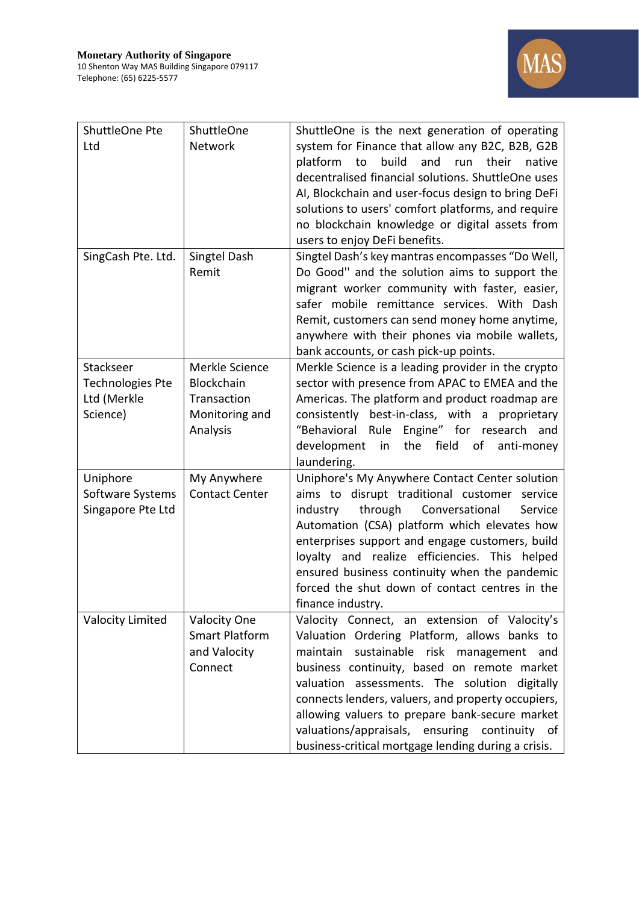| ShuttleOne Pte Ltd | ShuttleOne Network | ShuttleOne is the next generation of operating system for Finance that allow any B2C, B2B, G2B platform to build and run their native decentralised financial solutions. ShuttleOne uses AI, Blockchain and user-focus design to bring DeFi solutions to users' comfort platforms, and require no blockchain knowledge or digital assets from users to enjoy DeFi benefits. |
|---|---|---|
| SingCash Pte. Ltd. | Singtel Dash Remit | Singtel Dash's key mantras encompasses "Do Well, Do Good'' and the solution aims to support the migrant worker community with faster, easier, safer mobile remittance services. With Dash Remit, customers can send money home anytime, anywhere with their phones via mobile wallets, bank accounts, or cash pick-up points. |
| Stackseer Technologies Pte Ltd (Merkle Science) | Merkle Science Blockchain Transaction Monitoring and Analysis | Merkle Science is a leading provider in the crypto sector with presence from APAC to EMEA and the Americas. The platform and product roadmap are consistently best-in-class, with a proprietary "Behavioral Rule Engine" for research and development in the field of anti-money laundering. |
| Uniphore Software Systems Singapore Pte Ltd | My Anywhere Contact Center | Uniphore's My Anywhere Contact Center solution aims to disrupt traditional customer service industry through Conversational Service Automation (CSA) platform which elevates how enterprises support and engage customers, build loyalty and realize efficiencies. This helped ensured business continuity when the pandemic forced the shut down of contact centres in the finance industry. |
| Valocity Limited | Valocity One Smart Platform and Valocity Connect | Valocity Connect, an extension of Valocity's Valuation Ordering Platform, allows banks to maintain sustainable risk management and business continuity, based on remote market valuation assessments. The solution digitally connects lenders, valuers, and property occupiers, allowing valuers to prepare bank-secure market valuations/appraisals, ensuring continuity of business-critical mortgage lending during a crisis. |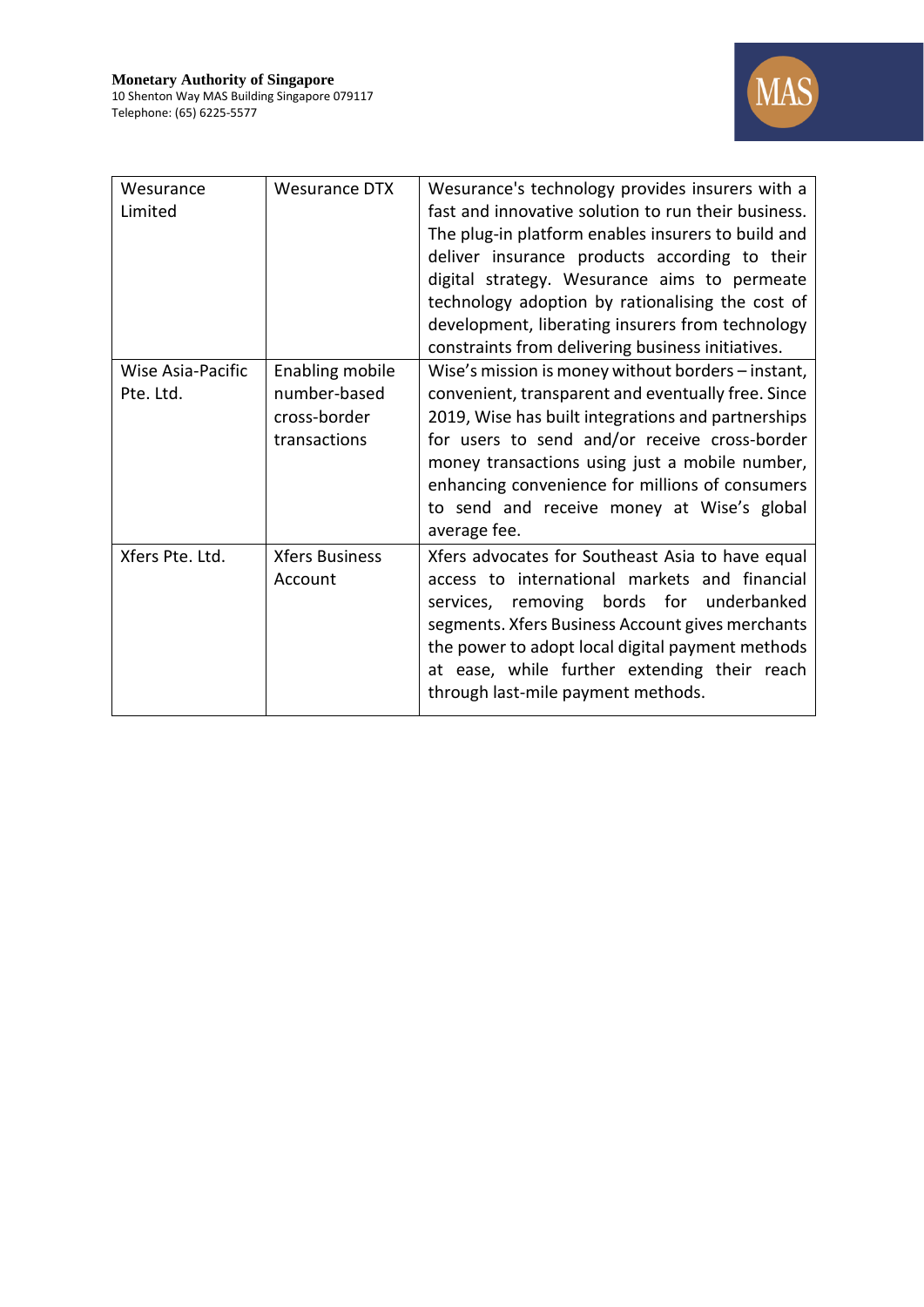| | | |
|---|---|---|
| Wesurance Limited | Wesurance DTX | Wesurance's technology provides insurers with a fast and innovative solution to run their business. The plug-in platform enables insurers to build and deliver insurance products according to their digital strategy. Wesurance aims to permeate technology adoption by rationalising the cost of development, liberating insurers from technology constraints from delivering business initiatives. |
| Wise Asia-Pacific Pte. Ltd. | Enabling mobile number-based cross-border transactions | Wise's mission is money without borders – instant, convenient, transparent and eventually free. Since 2019, Wise has built integrations and partnerships for users to send and/or receive cross-border money transactions using just a mobile number, enhancing convenience for millions of consumers to send and receive money at Wise's global average fee. |
| Xfers Pte. Ltd. | Xfers Business Account | Xfers advocates for Southeast Asia to have equal access to international markets and financial services, removing bords for underbanked segments. Xfers Business Account gives merchants the power to adopt local digital payment methods at ease, while further extending their reach through last-mile payment methods. |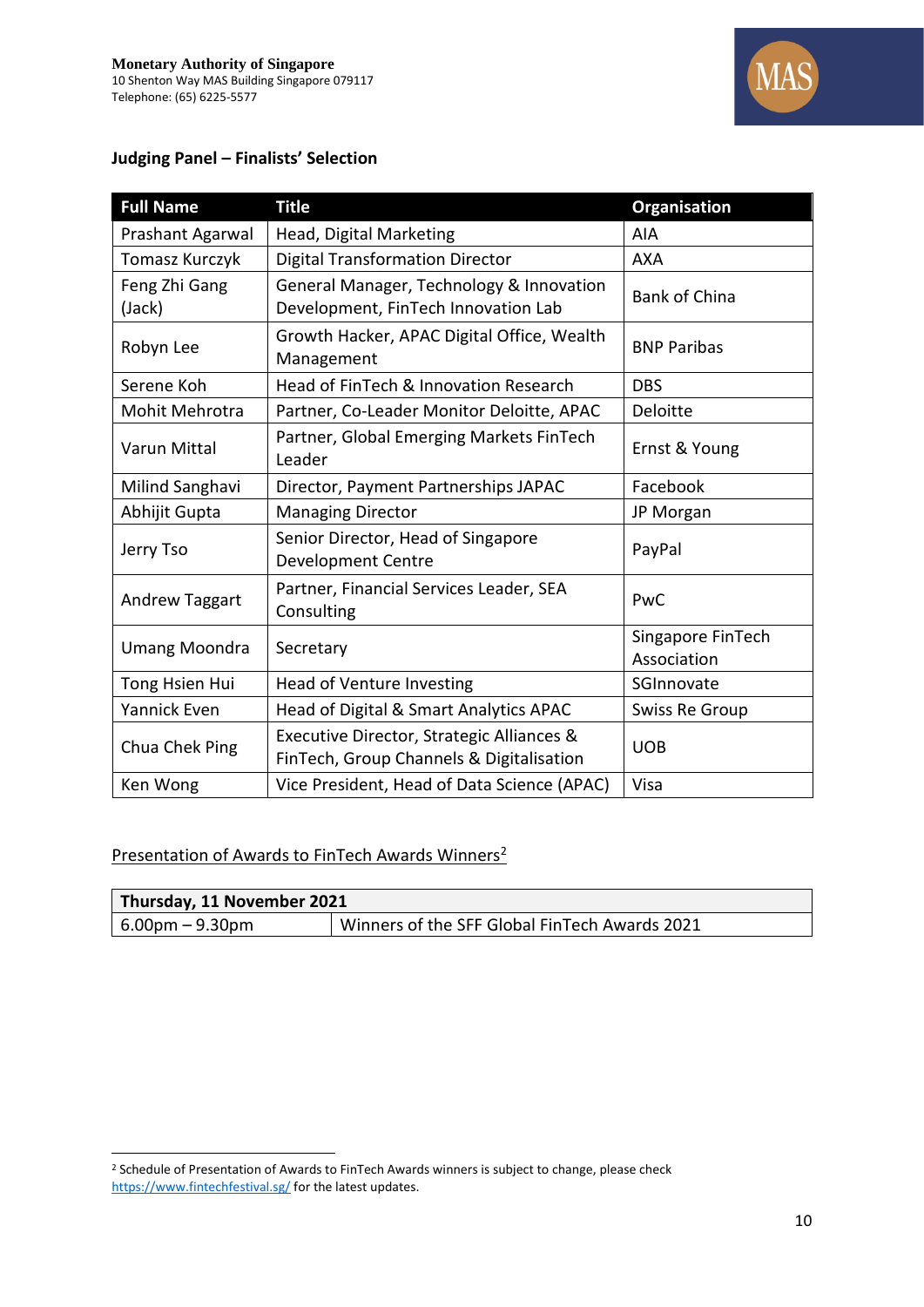**Monetary Authority of Singapore**
10 Shenton Way MAS Building Singapore 079117
Telephone: (65) 6225-5577

**Judging Panel – Finalists' Selection**

| Full Name | Title | Organisation |
|---|---|---|
| Prashant Agarwal | Head, Digital Marketing | AIA |
| Tomasz Kurczyk | Digital Transformation Director | AXA |
| Feng Zhi Gang (Jack) | General Manager, Technology & Innovation Development, FinTech Innovation Lab | Bank of China |
| Robyn Lee | Growth Hacker, APAC Digital Office, Wealth Management | BNP Paribas |
| Serene Koh | Head of FinTech & Innovation Research | DBS |
| Mohit Mehrotra | Partner, Co-Leader Monitor Deloitte, APAC | Deloitte |
| Varun Mittal | Partner, Global Emerging Markets FinTech Leader | Ernst & Young |
| Milind Sanghavi | Director, Payment Partnerships JAPAC | Facebook |
| Abhijit Gupta | Managing Director | JP Morgan |
| Jerry Tso | Senior Director, Head of Singapore Development Centre | PayPal |
| Andrew Taggart | Partner, Financial Services Leader, SEA Consulting | PwC |
| Umang Moondra | Secretary | Singapore FinTech Association |
| Tong Hsien Hui | Head of Venture Investing | SGInnovate |
| Yannick Even | Head of Digital & Smart Analytics APAC | Swiss Re Group |
| Chua Chek Ping | Executive Director, Strategic Alliances & FinTech, Group Channels & Digitalisation | UOB |
| Ken Wong | Vice President, Head of Data Science (APAC) | Visa |

Presentation of Awards to FinTech Awards Winners[2]

| **Thursday, 11 November 2021** | |
|---|---|
| 6.00pm – 9.30pm | Winners of the SFF Global FinTech Awards 2021 |

[2] Schedule of Presentation of Awards to FinTech Awards winners is subject to change, please check https://www.fintechfestival.sg/ for the latest updates.